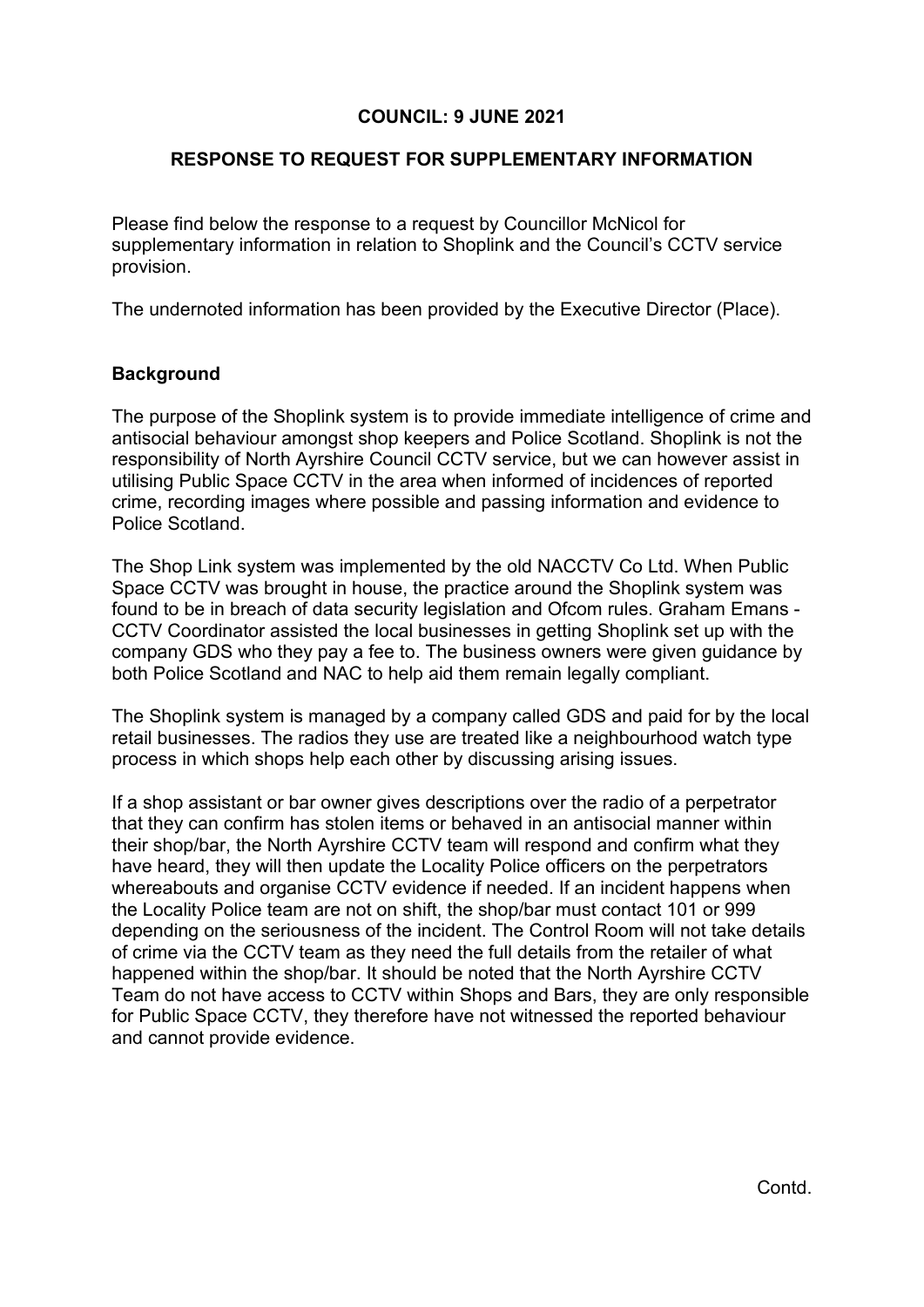**COUNCIL: 9 JUNE 2021**

**RESPONSE TO REQUEST FOR SUPPLEMENTARY INFORMATION**

Please find below the response to a request by Councillor McNicol for supplementary information in relation to Shoplink and the Council's CCTV service provision.

The undernoted information has been provided by the Executive Director (Place).

**Background**

The purpose of the Shoplink system is to provide immediate intelligence of crime and antisocial behaviour amongst shop keepers and Police Scotland. Shoplink is not the responsibility of North Ayrshire Council CCTV service, but we can however assist in utilising Public Space CCTV in the area when informed of incidences of reported crime, recording images where possible and passing information and evidence to Police Scotland.

The Shop Link system was implemented by the old NACCTV Co Ltd. When Public Space CCTV was brought in house, the practice around the Shoplink system was found to be in breach of data security legislation and Ofcom rules. Graham Emans - CCTV Coordinator assisted the local businesses in getting Shoplink set up with the company GDS who they pay a fee to. The business owners were given guidance by both Police Scotland and NAC to help aid them remain legally compliant.

The Shoplink system is managed by a company called GDS and paid for by the local retail businesses. The radios they use are treated like a neighbourhood watch type process in which shops help each other by discussing arising issues.

If a shop assistant or bar owner gives descriptions over the radio of a perpetrator that they can confirm has stolen items or behaved in an antisocial manner within their shop/bar, the North Ayrshire CCTV team will respond and confirm what they have heard, they will then update the Locality Police officers on the perpetrators whereabouts and organise CCTV evidence if needed. If an incident happens when the Locality Police team are not on shift, the shop/bar must contact 101 or 999 depending on the seriousness of the incident. The Control Room will not take details of crime via the CCTV team as they need the full details from the retailer of what happened within the shop/bar. It should be noted that the North Ayrshire CCTV Team do not have access to CCTV within Shops and Bars, they are only responsible for Public Space CCTV, they therefore have not witnessed the reported behaviour and cannot provide evidence.

Contd.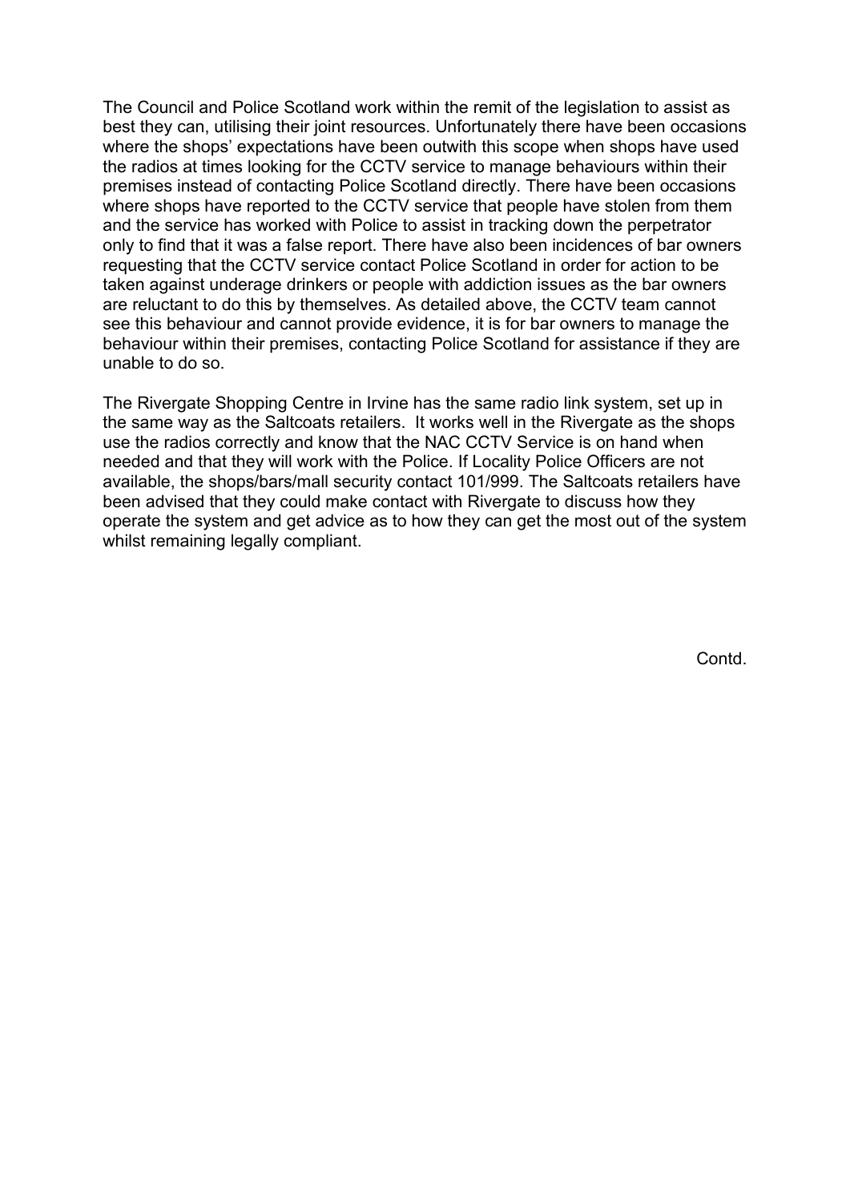The Council and Police Scotland work within the remit of the legislation to assist as best they can, utilising their joint resources. Unfortunately there have been occasions where the shops' expectations have been outwith this scope when shops have used the radios at times looking for the CCTV service to manage behaviours within their premises instead of contacting Police Scotland directly. There have been occasions where shops have reported to the CCTV service that people have stolen from them and the service has worked with Police to assist in tracking down the perpetrator only to find that it was a false report. There have also been incidences of bar owners requesting that the CCTV service contact Police Scotland in order for action to be taken against underage drinkers or people with addiction issues as the bar owners are reluctant to do this by themselves. As detailed above, the CCTV team cannot see this behaviour and cannot provide evidence, it is for bar owners to manage the behaviour within their premises, contacting Police Scotland for assistance if they are unable to do so.

The Rivergate Shopping Centre in Irvine has the same radio link system, set up in the same way as the Saltcoats retailers. It works well in the Rivergate as the shops use the radios correctly and know that the NAC CCTV Service is on hand when needed and that they will work with the Police. If Locality Police Officers are not available, the shops/bars/mall security contact 101/999. The Saltcoats retailers have been advised that they could make contact with Rivergate to discuss how they operate the system and get advice as to how they can get the most out of the system whilst remaining legally compliant.

Contd.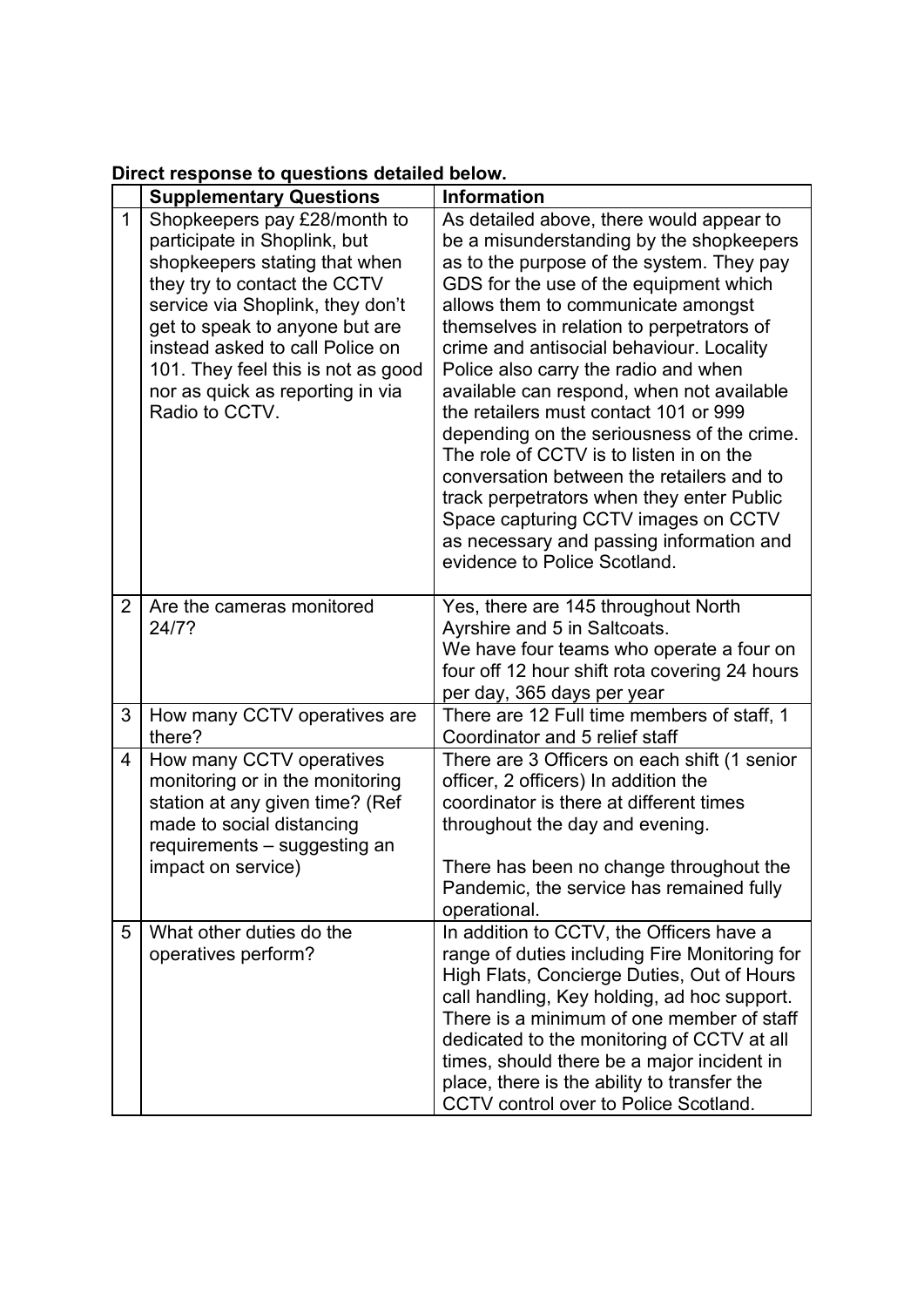**Direct response to questions detailed below.**

| | Supplementary Questions | Information |
|---|---|---|
| 1 | Shopkeepers pay £28/month to participate in Shoplink, but shopkeepers stating that when they try to contact the CCTV service via Shoplink, they don't get to speak to anyone but are instead asked to call Police on 101. They feel this is not as good nor as quick as reporting in via Radio to CCTV. | As detailed above, there would appear to be a misunderstanding by the shopkeepers as to the purpose of the system. They pay GDS for the use of the equipment which allows them to communicate amongst themselves in relation to perpetrators of crime and antisocial behaviour. Locality Police also carry the radio and when available can respond, when not available the retailers must contact 101 or 999 depending on the seriousness of the crime. The role of CCTV is to listen in on the conversation between the retailers and to track perpetrators when they enter Public Space capturing CCTV images on CCTV as necessary and passing information and evidence to Police Scotland. |
| 2 | Are the cameras monitored 24/7? | Yes, there are 145 throughout North Ayrshire and 5 in Saltcoats.<br>We have four teams who operate a four on four off 12 hour shift rota covering 24 hours per day, 365 days per year |
| 3 | How many CCTV operatives are there? | There are 12 Full time members of staff, 1 Coordinator and 5 relief staff |
| 4 | How many CCTV operatives monitoring or in the monitoring station at any given time? (Ref made to social distancing requirements – suggesting an impact on service) | There are 3 Officers on each shift (1 senior officer, 2 officers) In addition the coordinator is there at different times throughout the day and evening.<br><br>There has been no change throughout the Pandemic, the service has remained fully operational. |
| 5 | What other duties do the operatives perform? | In addition to CCTV, the Officers have a range of duties including Fire Monitoring for High Flats, Concierge Duties, Out of Hours call handling, Key holding, ad hoc support. There is a minimum of one member of staff dedicated to the monitoring of CCTV at all times, should there be a major incident in place, there is the ability to transfer the CCTV control over to Police Scotland. |